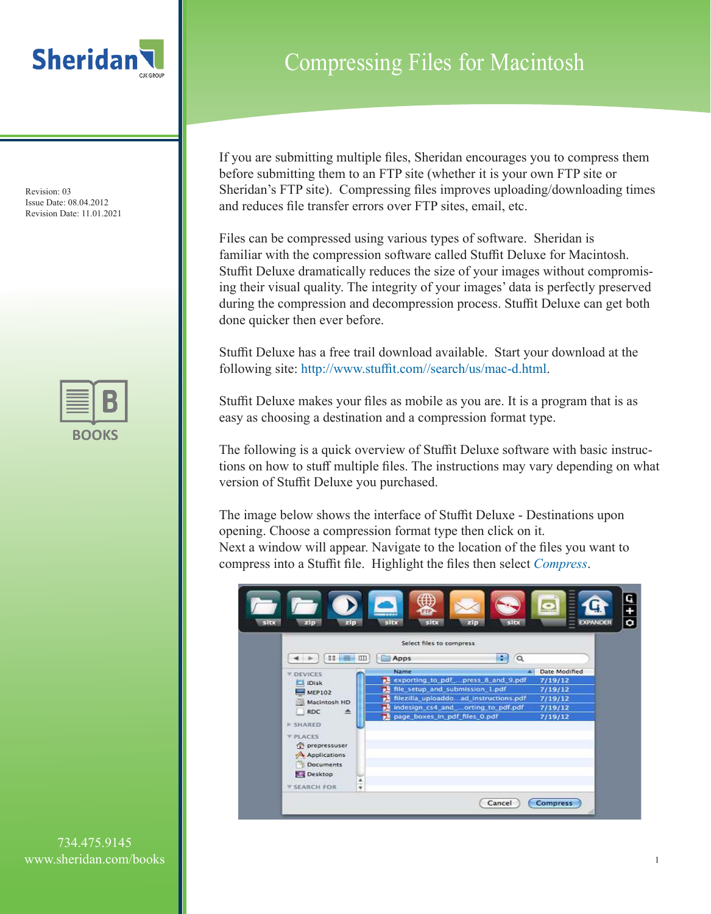Sheridan

# Compressing Files for Macintosh

Revision: 03
Issue Date: 08.04.2012
Revision Date: 11.01.2021

BOOKS

If you are submitting multiple files, Sheridan encourages you to compress them before submitting them to an FTP site (whether it is your own FTP site or Sheridan's FTP site). Compressing files improves uploading/downloading times and reduces file transfer errors over FTP sites, email, etc.

Files can be compressed using various types of software. Sheridan is familiar with the compression software called Stuffit Deluxe for Macintosh. Stuffit Deluxe dramatically reduces the size of your images without compromising their visual quality. The integrity of your images' data is perfectly preserved during the compression and decompression process. Stuffit Deluxe can get both done quicker then ever before.

Stuffit Deluxe has a free trail download available. Start your download at the following site: http://www.stuffit.com//search/us/mac-d.html.

Stuffit Deluxe makes your files as mobile as you are. It is a program that is as easy as choosing a destination and a compression format type.

The following is a quick overview of Stuffit Deluxe software with basic instructions on how to stuff multiple files. The instructions may vary depending on what version of Stuffit Deluxe you purchased.

The image below shows the interface of Stuffit Deluxe - Destinations upon opening. Choose a compression format type then click on it.
Next a window will appear. Navigate to the location of the files you want to compress into a Stuffit file. Highlight the files then select *Compress*.

734.475.9145
www.sheridan.com/books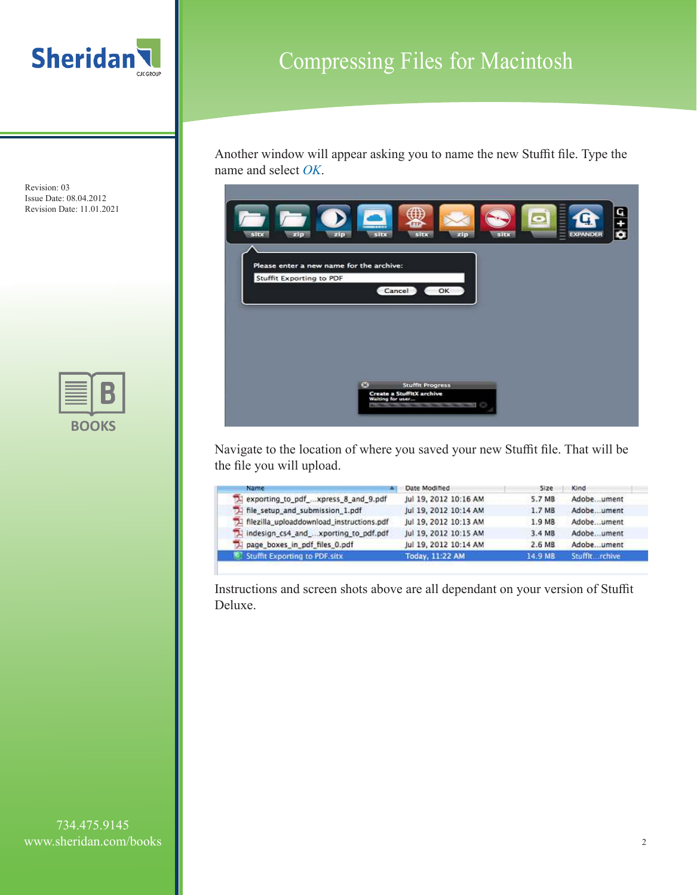# Compressing Files for Macintosh

Revision: 03
Issue Date: 08.04.2012
Revision Date: 11.01.2021

Another window will appear asking you to name the new Stuffit file. Type the name and select *OK*.

Navigate to the location of where you saved your new Stuffit file. That will be the file you will upload.

Instructions and screen shots above are all dependant on your version of Stuffit Deluxe.

734.475.9145
www.sheridan.com/books